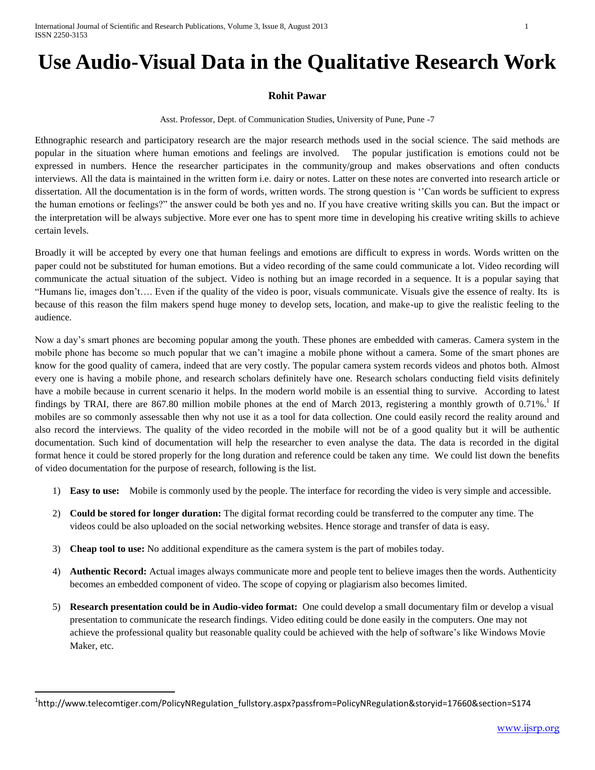# Use Audio-Visual Data in the Qualitative Research Work

**Rohit Pawar**

Asst. Professor, Dept. of Communication Studies, University of Pune, Pune -7

Ethnographic research and participatory research are the major research methods used in the social science. The said methods are popular in the situation where human emotions and feelings are involved. The popular justification is emotions could not be expressed in numbers. Hence the researcher participates in the community/group and makes observations and often conducts interviews. All the data is maintained in the written form i.e. dairy or notes. Latter on these notes are converted into research article or dissertation. All the documentation is in the form of words, written words. The strong question is ''Can words be sufficient to express the human emotions or feelings?" the answer could be both yes and no. If you have creative writing skills you can. But the impact or the interpretation will be always subjective. More ever one has to spent more time in developing his creative writing skills to achieve certain levels.

Broadly it will be accepted by every one that human feelings and emotions are difficult to express in words. Words written on the paper could not be substituted for human emotions. But a video recording of the same could communicate a lot. Video recording will communicate the actual situation of the subject. Video is nothing but an image recorded in a sequence. It is a popular saying that "Humans lie, images don't…. Even if the quality of the video is poor, visuals communicate. Visuals give the essence of realty. Its is because of this reason the film makers spend huge money to develop sets, location, and make-up to give the realistic feeling to the audience.

Now a day's smart phones are becoming popular among the youth. These phones are embedded with cameras. Camera system in the mobile phone has become so much popular that we can't imagine a mobile phone without a camera. Some of the smart phones are know for the good quality of camera, indeed that are very costly. The popular camera system records videos and photos both. Almost every one is having a mobile phone, and research scholars definitely have one. Research scholars conducting field visits definitely have a mobile because in current scenario it helps. In the modern world mobile is an essential thing to survive. According to latest findings by TRAI, there are 867.80 million mobile phones at the end of March 2013, registering a monthly growth of 0.71%.[1] If mobiles are so commonly assessable then why not use it as a tool for data collection. One could easily record the reality around and also record the interviews. The quality of the video recorded in the mobile will not be of a good quality but it will be authentic documentation. Such kind of documentation will help the researcher to even analyse the data. The data is recorded in the digital format hence it could be stored properly for the long duration and reference could be taken any time. We could list down the benefits of video documentation for the purpose of research, following is the list.

1) **Easy to use:** Mobile is commonly used by the people. The interface for recording the video is very simple and accessible.

2) **Could be stored for longer duration:** The digital format recording could be transferred to the computer any time. The videos could be also uploaded on the social networking websites. Hence storage and transfer of data is easy.

3) **Cheap tool to use:** No additional expenditure as the camera system is the part of mobiles today.

4) **Authentic Record:** Actual images always communicate more and people tent to believe images then the words. Authenticity becomes an embedded component of video. The scope of copying or plagiarism also becomes limited.

5) **Research presentation could be in Audio-video format:** One could develop a small documentary film or develop a visual presentation to communicate the research findings. Video editing could be done easily in the computers. One may not achieve the professional quality but reasonable quality could be achieved with the help of software's like Windows Movie Maker, etc.

---

[1] http://www.telecomtiger.com/PolicyNRegulation_fullstory.aspx?passfrom=PolicyNRegulation&storyid=17660&section=S174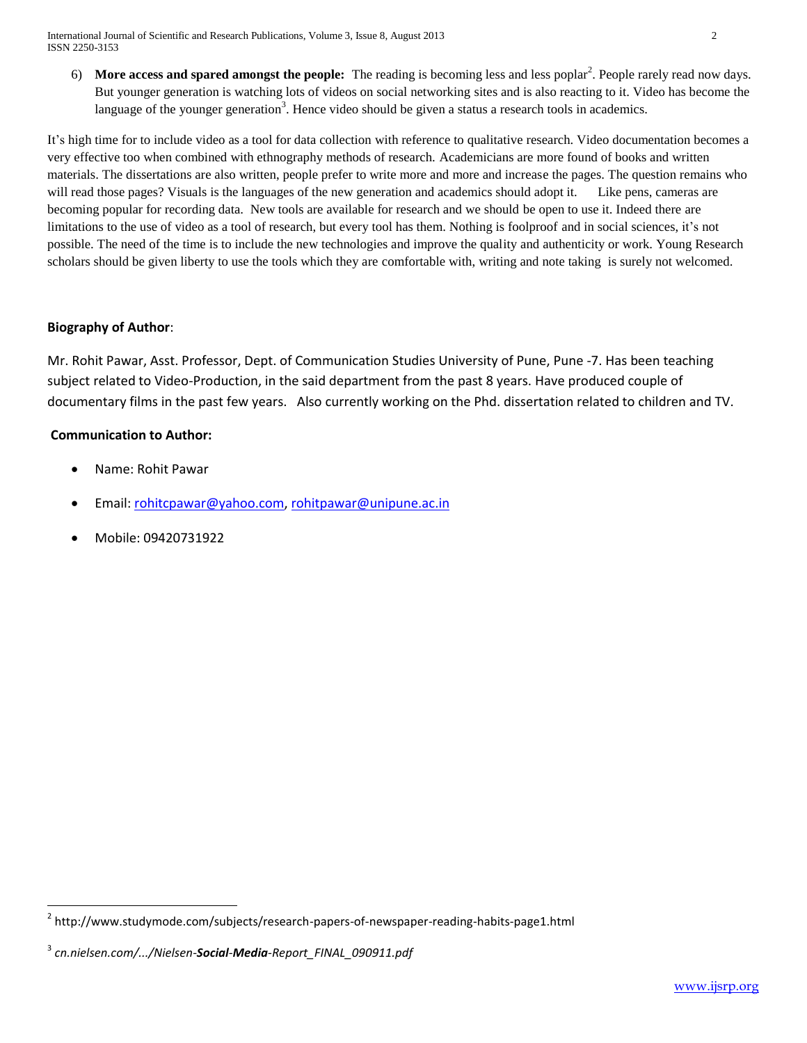6) **More access and spared amongst the people:** The reading is becoming less and less poplar[2]. People rarely read now days. But younger generation is watching lots of videos on social networking sites and is also reacting to it. Video has become the language of the younger generation[3]. Hence video should be given a status a research tools in academics.

It's high time for to include video as a tool for data collection with reference to qualitative research. Video documentation becomes a very effective too when combined with ethnography methods of research. Academicians are more found of books and written materials. The dissertations are also written, people prefer to write more and more and increase the pages. The question remains who will read those pages? Visuals is the languages of the new generation and academics should adopt it. Like pens, cameras are becoming popular for recording data. New tools are available for research and we should be open to use it. Indeed there are limitations to the use of video as a tool of research, but every tool has them. Nothing is foolproof and in social sciences, it's not possible. The need of the time is to include the new technologies and improve the quality and authenticity or work. Young Research scholars should be given liberty to use the tools which they are comfortable with, writing and note taking is surely not welcomed.

**Biography of Author**:

Mr. Rohit Pawar, Asst. Professor, Dept. of Communication Studies University of Pune, Pune -7. Has been teaching subject related to Video-Production, in the said department from the past 8 years. Have produced couple of documentary films in the past few years. Also currently working on the Phd. dissertation related to children and TV.

**Communication to Author:**

- Name: Rohit Pawar
- Email: rohitcpawar@yahoo.com, rohitpawar@unipune.ac.in
- Mobile: 09420731922

---

[2] http://www.studymode.com/subjects/research-papers-of-newspaper-reading-habits-page1.html

[3] *cn.nielsen.com/.../Nielsen-**Social**-**Media**-Report_FINAL_090911.pdf*